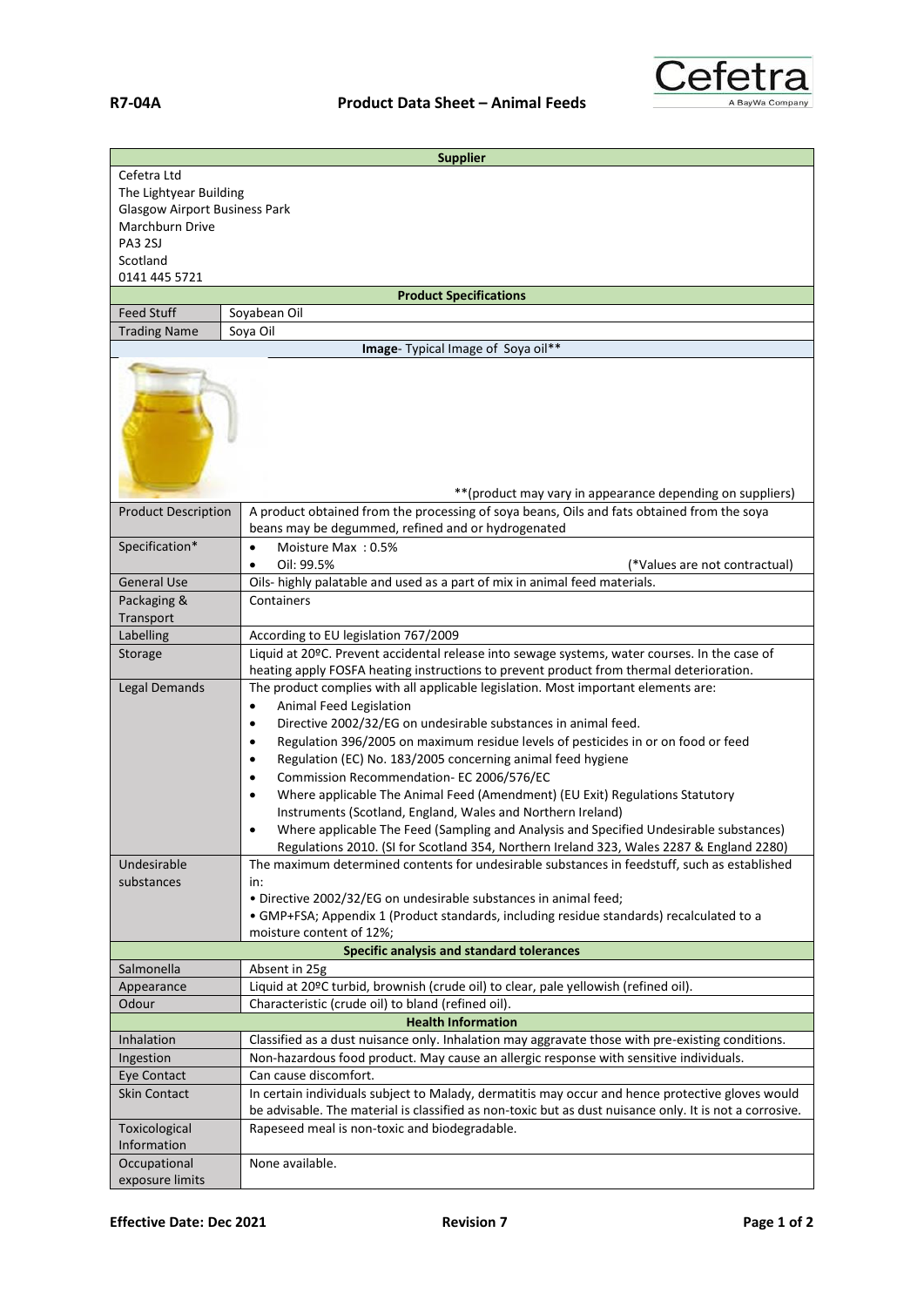**R7-04A** **Product Data Sheet – Animal Feeds**

Cefetra
A BayWa Company

| **Supplier** | |
|---|---|
| Cefetra Ltd<br>The Lightyear Building<br>Glasgow Airport Business Park<br>Marchburn Drive<br>PA3 2SJ<br>Scotland<br>0141 445 5721 | |
| **Product Specifications** | |
| Feed Stuff | Soyabean Oil |
| Trading Name | Soya Oil |
| **Image**- Typical Image of Soya oil** | |
| **(product may vary in appearance depending on suppliers) | |
| Product Description | A product obtained from the processing of soya beans, Oils and fats obtained from the soya beans may be degummed, refined and or hydrogenated |
| Specification* | • Moisture Max : 0.5%<br>• Oil: 99.5% (*Values are not contractual) |
| General Use | Oils- highly palatable and used as a part of mix in animal feed materials. |
| Packaging & Transport | Containers |
| Labelling | According to EU legislation 767/2009 |
| Storage | Liquid at 20ºC. Prevent accidental release into sewage systems, water courses. In the case of heating apply FOSFA heating instructions to prevent product from thermal deterioration. |
| Legal Demands | The product complies with all applicable legislation. Most important elements are:<br>• Animal Feed Legislation<br>• Directive 2002/32/EG on undesirable substances in animal feed.<br>• Regulation 396/2005 on maximum residue levels of pesticides in or on food or feed<br>• Regulation (EC) No. 183/2005 concerning animal feed hygiene<br>• Commission Recommendation- EC 2006/576/EC<br>• Where applicable The Animal Feed (Amendment) (EU Exit) Regulations Statutory Instruments (Scotland, England, Wales and Northern Ireland)<br>• Where applicable The Feed (Sampling and Analysis and Specified Undesirable substances) Regulations 2010. (SI for Scotland 354, Northern Ireland 323, Wales 2287 & England 2280) |
| Undesirable substances | The maximum determined contents for undesirable substances in feedstuff, such as established in:<br>• Directive 2002/32/EG on undesirable substances in animal feed;<br>• GMP+FSA; Appendix 1 (Product standards, including residue standards) recalculated to a moisture content of 12%; |
| **Specific analysis and standard tolerances** | |
| Salmonella | Absent in 25g |
| Appearance | Liquid at 20ºC turbid, brownish (crude oil) to clear, pale yellowish (refined oil). |
| Odour | Characteristic (crude oil) to bland (refined oil). |
| **Health Information** | |
| Inhalation | Classified as a dust nuisance only. Inhalation may aggravate those with pre-existing conditions. |
| Ingestion | Non-hazardous food product. May cause an allergic response with sensitive individuals. |
| Eye Contact | Can cause discomfort. |
| Skin Contact | In certain individuals subject to Malady, dermatitis may occur and hence protective gloves would be advisable. The material is classified as non-toxic but as dust nuisance only. It is not a corrosive. |
| Toxicological Information | Rapeseed meal is non-toxic and biodegradable. |
| Occupational exposure limits | None available. |

**Effective Date: Dec 2021** **Revision 7**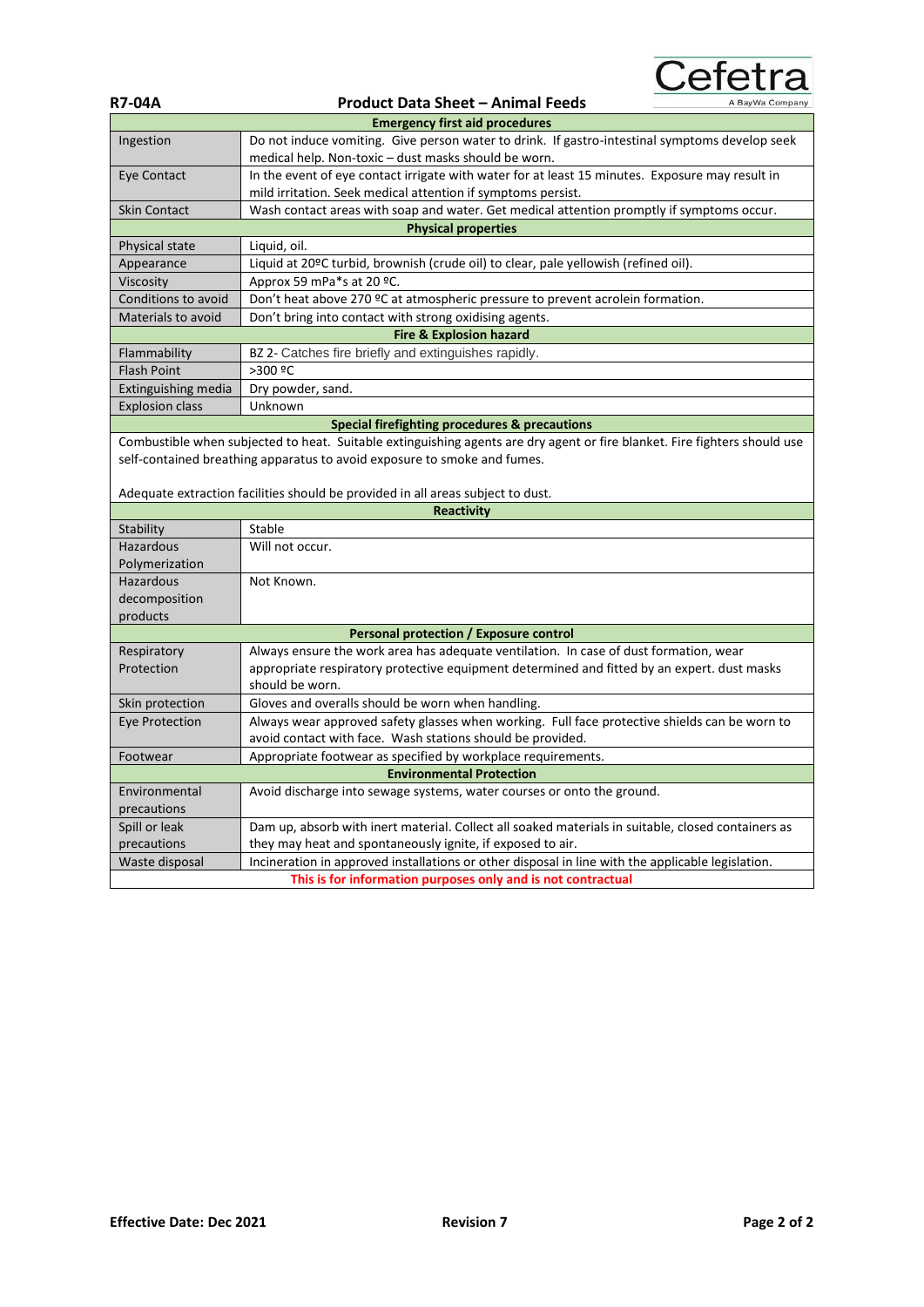**R7-04A** **Product Data Sheet – Animal Feeds**

Cefetra
A BayWa Company

| | |
|---|---|
| **Emergency first aid procedures** | |
| Ingestion | Do not induce vomiting. Give person water to drink. If gastro-intestinal symptoms develop seek medical help. Non-toxic – dust masks should be worn. |
| Eye Contact | In the event of eye contact irrigate with water for at least 15 minutes. Exposure may result in mild irritation. Seek medical attention if symptoms persist. |
| Skin Contact | Wash contact areas with soap and water. Get medical attention promptly if symptoms occur. |
| **Physical properties** | |
| Physical state | Liquid, oil. |
| Appearance | Liquid at 20ºC turbid, brownish (crude oil) to clear, pale yellowish (refined oil). |
| Viscosity | Approx 59 mPa*s at 20 ºC. |
| Conditions to avoid | Don't heat above 270 ºC at atmospheric pressure to prevent acrolein formation. |
| Materials to avoid | Don't bring into contact with strong oxidising agents. |
| **Fire & Explosion hazard** | |
| Flammability | BZ 2- Catches fire briefly and extinguishes rapidly. |
| Flash Point | >300 ºC |
| Extinguishing media | Dry powder, sand. |
| Explosion class | Unknown |
| **Special firefighting procedures & precautions** | |
| Combustible when subjected to heat. Suitable extinguishing agents are dry agent or fire blanket. Fire fighters should use self-contained breathing apparatus to avoid exposure to smoke and fumes.<br><br>Adequate extraction facilities should be provided in all areas subject to dust. | |
| **Reactivity** | |
| Stability | Stable |
| Hazardous Polymerization | Will not occur. |
| Hazardous decomposition products | Not Known. |
| **Personal protection / Exposure control** | |
| Respiratory Protection | Always ensure the work area has adequate ventilation. In case of dust formation, wear appropriate respiratory protective equipment determined and fitted by an expert. dust masks should be worn. |
| Skin protection | Gloves and overalls should be worn when handling. |
| Eye Protection | Always wear approved safety glasses when working. Full face protective shields can be worn to avoid contact with face. Wash stations should be provided. |
| Footwear | Appropriate footwear as specified by workplace requirements. |
| **Environmental Protection** | |
| Environmental precautions | Avoid discharge into sewage systems, water courses or onto the ground. |
| Spill or leak precautions | Dam up, absorb with inert material. Collect all soaked materials in suitable, closed containers as they may heat and spontaneously ignite, if exposed to air. |
| Waste disposal | Incineration in approved installations or other disposal in line with the applicable legislation. |
| **This is for information purposes only and is not contractual** | |

**Effective Date: Dec 2021** **Revision 7**